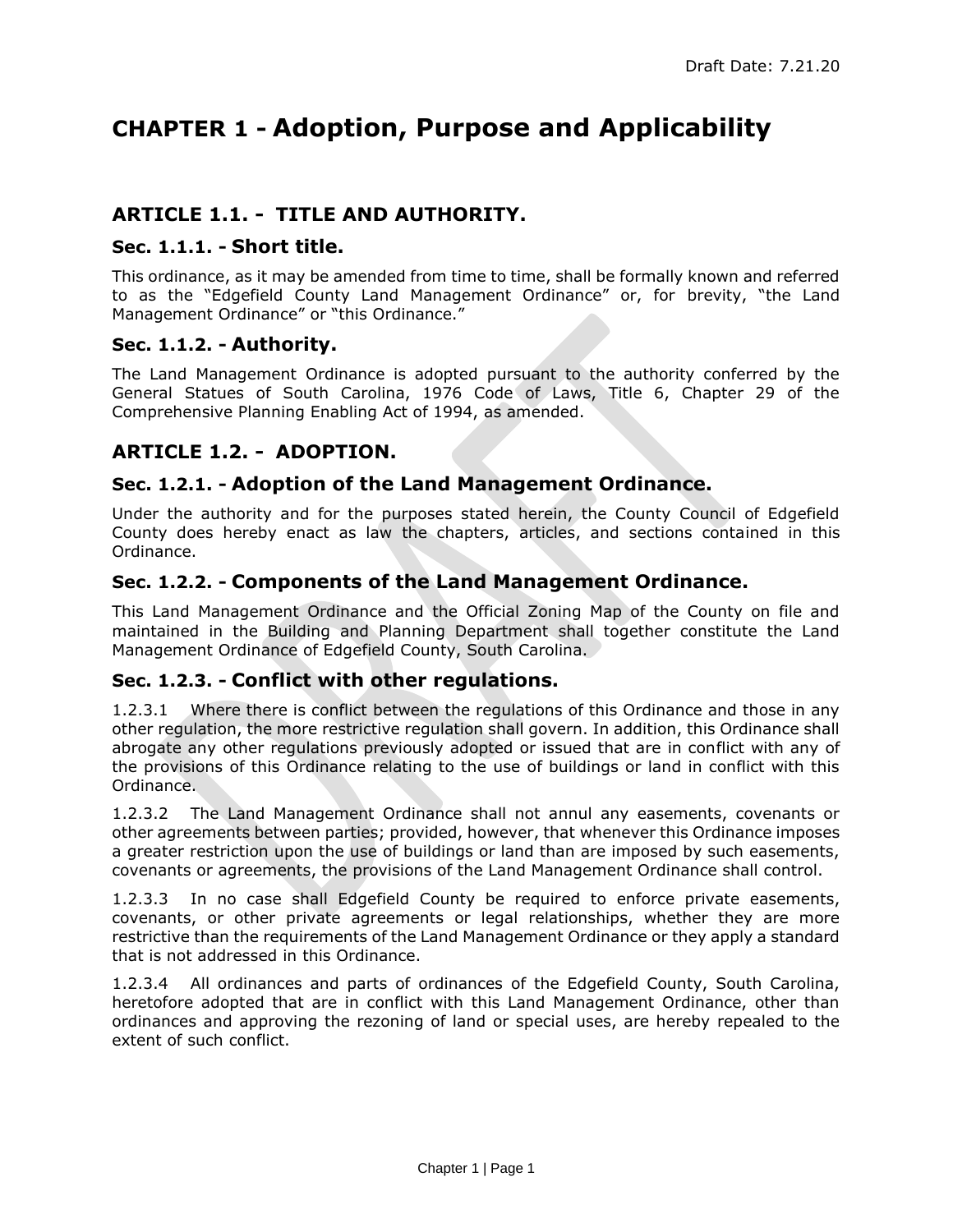# CHAPTER 1 - Adoption, Purpose and Applicability

## ARTICLE 1.1. - TITLE AND AUTHORITY.

### Sec. 1.1.1. - Short title.

This ordinance, as it may be amended from time to time, shall be formally known and referred to as the "Edgefield County Land Management Ordinance" or, for brevity, "the Land Management Ordinance" or "this Ordinance."

### Sec. 1.1.2. - Authority.

The Land Management Ordinance is adopted pursuant to the authority conferred by the General Statues of South Carolina, 1976 Code of Laws, Title 6, Chapter 29 of the Comprehensive Planning Enabling Act of 1994, as amended.

## ARTICLE 1.2. - ADOPTION.

### Sec. 1.2.1. - Adoption of the Land Management Ordinance.

Under the authority and for the purposes stated herein, the County Council of Edgefield County does hereby enact as law the chapters, articles, and sections contained in this Ordinance.

### Sec. 1.2.2. - Components of the Land Management Ordinance.

This Land Management Ordinance and the Official Zoning Map of the County on file and maintained in the Building and Planning Department shall together constitute the Land Management Ordinance of Edgefield County, South Carolina.

### Sec. 1.2.3. - Conflict with other regulations.

1.2.3.1 Where there is conflict between the regulations of this Ordinance and those in any other regulation, the more restrictive regulation shall govern. In addition, this Ordinance shall abrogate any other regulations previously adopted or issued that are in conflict with any of the provisions of this Ordinance relating to the use of buildings or land in conflict with this Ordinance.

1.2.3.2 The Land Management Ordinance shall not annul any easements, covenants or other agreements between parties; provided, however, that whenever this Ordinance imposes a greater restriction upon the use of buildings or land than are imposed by such easements, covenants or agreements, the provisions of the Land Management Ordinance shall control.

1.2.3.3 In no case shall Edgefield County be required to enforce private easements, covenants, or other private agreements or legal relationships, whether they are more restrictive than the requirements of the Land Management Ordinance or they apply a standard that is not addressed in this Ordinance.

1.2.3.4 All ordinances and parts of ordinances of the Edgefield County, South Carolina, heretofore adopted that are in conflict with this Land Management Ordinance, other than ordinances and approving the rezoning of land or special uses, are hereby repealed to the extent of such conflict.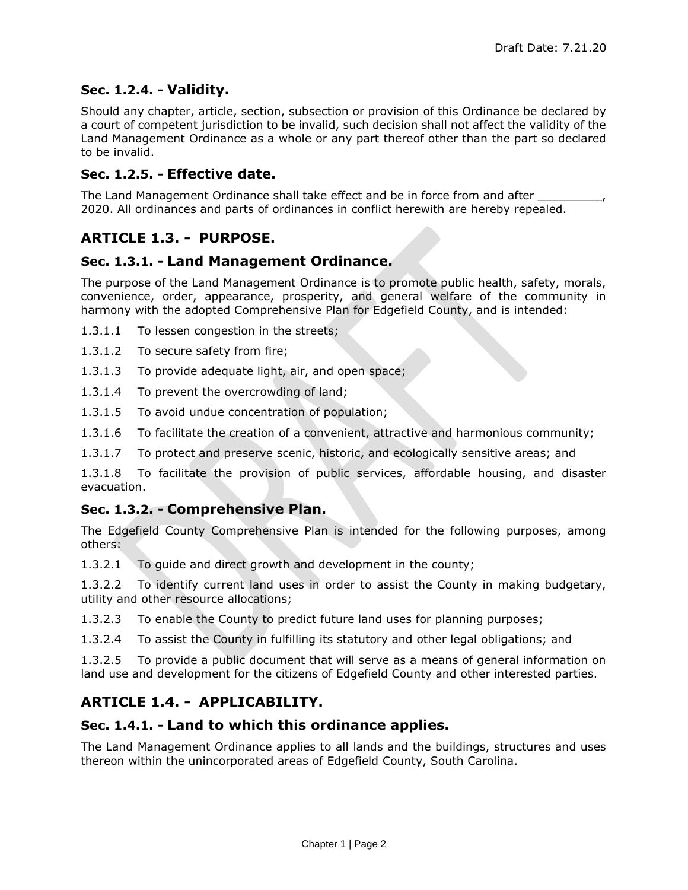### Sec. 1.2.4. - Validity.

Should any chapter, article, section, subsection or provision of this Ordinance be declared by a court of competent jurisdiction to be invalid, such decision shall not affect the validity of the Land Management Ordinance as a whole or any part thereof other than the part so declared to be invalid.

### Sec. 1.2.5. - Effective date.

The Land Management Ordinance shall take effect and be in force from and after _________, 2020. All ordinances and parts of ordinances in conflict herewith are hereby repealed.

## ARTICLE 1.3. - PURPOSE.

### Sec. 1.3.1. - Land Management Ordinance.

The purpose of the Land Management Ordinance is to promote public health, safety, morals, convenience, order, appearance, prosperity, and general welfare of the community in harmony with the adopted Comprehensive Plan for Edgefield County, and is intended:

1.3.1.1 To lessen congestion in the streets;

1.3.1.2 To secure safety from fire;

1.3.1.3 To provide adequate light, air, and open space;

1.3.1.4 To prevent the overcrowding of land;

1.3.1.5 To avoid undue concentration of population;

1.3.1.6 To facilitate the creation of a convenient, attractive and harmonious community;

1.3.1.7 To protect and preserve scenic, historic, and ecologically sensitive areas; and

1.3.1.8 To facilitate the provision of public services, affordable housing, and disaster evacuation.

### Sec. 1.3.2. - Comprehensive Plan.

The Edgefield County Comprehensive Plan is intended for the following purposes, among others:

1.3.2.1 To guide and direct growth and development in the county;

1.3.2.2 To identify current land uses in order to assist the County in making budgetary, utility and other resource allocations;

1.3.2.3 To enable the County to predict future land uses for planning purposes;

1.3.2.4 To assist the County in fulfilling its statutory and other legal obligations; and

1.3.2.5 To provide a public document that will serve as a means of general information on land use and development for the citizens of Edgefield County and other interested parties.

## ARTICLE 1.4. - APPLICABILITY.

### Sec. 1.4.1. - Land to which this ordinance applies.

The Land Management Ordinance applies to all lands and the buildings, structures and uses thereon within the unincorporated areas of Edgefield County, South Carolina.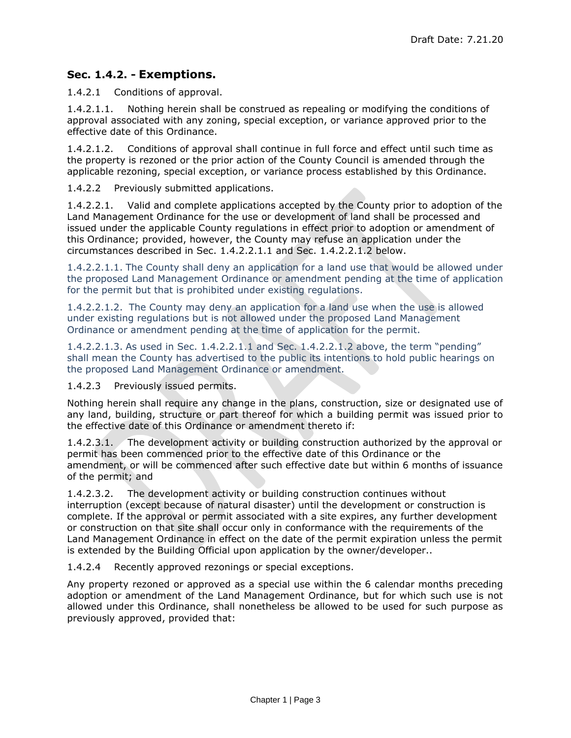## Sec. 1.4.2. - Exemptions.

1.4.2.1 Conditions of approval.

1.4.2.1.1. Nothing herein shall be construed as repealing or modifying the conditions of approval associated with any zoning, special exception, or variance approved prior to the effective date of this Ordinance.

1.4.2.1.2. Conditions of approval shall continue in full force and effect until such time as the property is rezoned or the prior action of the County Council is amended through the applicable rezoning, special exception, or variance process established by this Ordinance.

1.4.2.2 Previously submitted applications.

1.4.2.2.1. Valid and complete applications accepted by the County prior to adoption of the Land Management Ordinance for the use or development of land shall be processed and issued under the applicable County regulations in effect prior to adoption or amendment of this Ordinance; provided, however, the County may refuse an application under the circumstances described in Sec. 1.4.2.2.1.1 and Sec. 1.4.2.2.1.2 below.

1.4.2.2.1.1. The County shall deny an application for a land use that would be allowed under the proposed Land Management Ordinance or amendment pending at the time of application for the permit but that is prohibited under existing regulations.

1.4.2.2.1.2. The County may deny an application for a land use when the use is allowed under existing regulations but is not allowed under the proposed Land Management Ordinance or amendment pending at the time of application for the permit.

1.4.2.2.1.3. As used in Sec. 1.4.2.2.1.1 and Sec. 1.4.2.2.1.2 above, the term "pending" shall mean the County has advertised to the public its intentions to hold public hearings on the proposed Land Management Ordinance or amendment.

1.4.2.3 Previously issued permits.

Nothing herein shall require any change in the plans, construction, size or designated use of any land, building, structure or part thereof for which a building permit was issued prior to the effective date of this Ordinance or amendment thereto if:

1.4.2.3.1. The development activity or building construction authorized by the approval or permit has been commenced prior to the effective date of this Ordinance or the amendment, or will be commenced after such effective date but within 6 months of issuance of the permit; and

1.4.2.3.2. The development activity or building construction continues without interruption (except because of natural disaster) until the development or construction is complete. If the approval or permit associated with a site expires, any further development or construction on that site shall occur only in conformance with the requirements of the Land Management Ordinance in effect on the date of the permit expiration unless the permit is extended by the Building Official upon application by the owner/developer..

1.4.2.4 Recently approved rezonings or special exceptions.

Any property rezoned or approved as a special use within the 6 calendar months preceding adoption or amendment of the Land Management Ordinance, but for which such use is not allowed under this Ordinance, shall nonetheless be allowed to be used for such purpose as previously approved, provided that: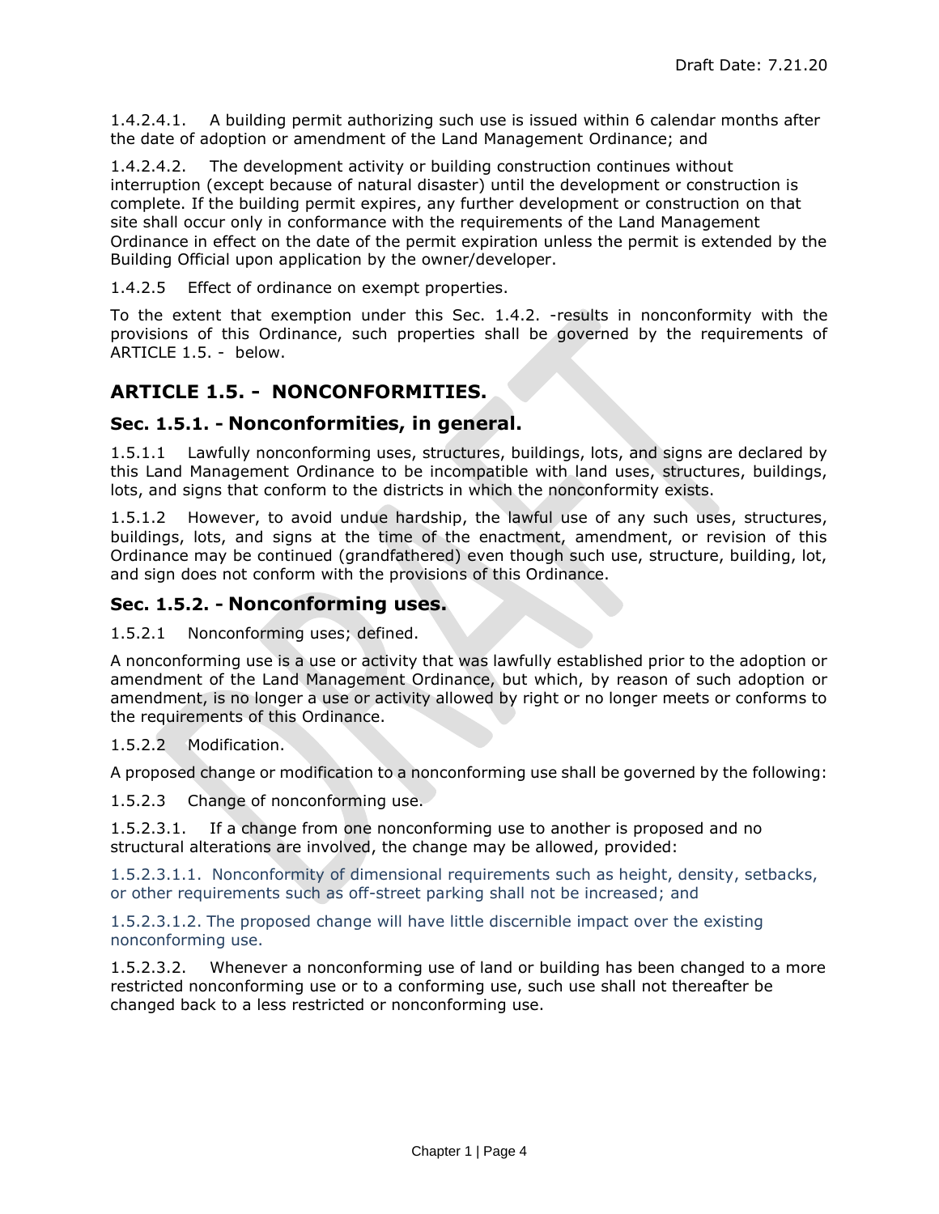1.4.2.4.1. A building permit authorizing such use is issued within 6 calendar months after the date of adoption or amendment of the Land Management Ordinance; and

1.4.2.4.2. The development activity or building construction continues without interruption (except because of natural disaster) until the development or construction is complete. If the building permit expires, any further development or construction on that site shall occur only in conformance with the requirements of the Land Management Ordinance in effect on the date of the permit expiration unless the permit is extended by the Building Official upon application by the owner/developer.

1.4.2.5 Effect of ordinance on exempt properties.

To the extent that exemption under this Sec. 1.4.2. -results in nonconformity with the provisions of this Ordinance, such properties shall be governed by the requirements of ARTICLE 1.5. - below.

## ARTICLE 1.5. - NONCONFORMITIES.

### Sec. 1.5.1. - Nonconformities, in general.

1.5.1.1 Lawfully nonconforming uses, structures, buildings, lots, and signs are declared by this Land Management Ordinance to be incompatible with land uses, structures, buildings, lots, and signs that conform to the districts in which the nonconformity exists.

1.5.1.2 However, to avoid undue hardship, the lawful use of any such uses, structures, buildings, lots, and signs at the time of the enactment, amendment, or revision of this Ordinance may be continued (grandfathered) even though such use, structure, building, lot, and sign does not conform with the provisions of this Ordinance.

### Sec. 1.5.2. - Nonconforming uses.

1.5.2.1 Nonconforming uses; defined.

A nonconforming use is a use or activity that was lawfully established prior to the adoption or amendment of the Land Management Ordinance, but which, by reason of such adoption or amendment, is no longer a use or activity allowed by right or no longer meets or conforms to the requirements of this Ordinance.

1.5.2.2 Modification.

A proposed change or modification to a nonconforming use shall be governed by the following:

1.5.2.3 Change of nonconforming use.

1.5.2.3.1. If a change from one nonconforming use to another is proposed and no structural alterations are involved, the change may be allowed, provided:

1.5.2.3.1.1. Nonconformity of dimensional requirements such as height, density, setbacks, or other requirements such as off-street parking shall not be increased; and

1.5.2.3.1.2. The proposed change will have little discernible impact over the existing nonconforming use.

1.5.2.3.2. Whenever a nonconforming use of land or building has been changed to a more restricted nonconforming use or to a conforming use, such use shall not thereafter be changed back to a less restricted or nonconforming use.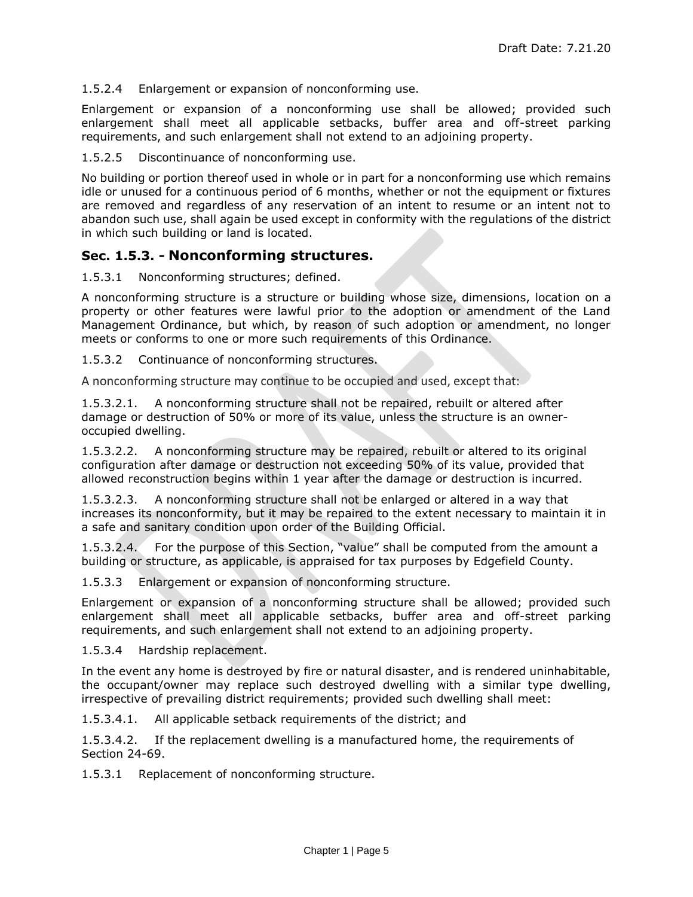1.5.2.4 Enlargement or expansion of nonconforming use.

Enlargement or expansion of a nonconforming use shall be allowed; provided such enlargement shall meet all applicable setbacks, buffer area and off-street parking requirements, and such enlargement shall not extend to an adjoining property.

1.5.2.5 Discontinuance of nonconforming use.

No building or portion thereof used in whole or in part for a nonconforming use which remains idle or unused for a continuous period of 6 months, whether or not the equipment or fixtures are removed and regardless of any reservation of an intent to resume or an intent not to abandon such use, shall again be used except in conformity with the regulations of the district in which such building or land is located.

## Sec. 1.5.3. - Nonconforming structures.

1.5.3.1 Nonconforming structures; defined.

A nonconforming structure is a structure or building whose size, dimensions, location on a property or other features were lawful prior to the adoption or amendment of the Land Management Ordinance, but which, by reason of such adoption or amendment, no longer meets or conforms to one or more such requirements of this Ordinance.

1.5.3.2 Continuance of nonconforming structures.

A nonconforming structure may continue to be occupied and used, except that:

1.5.3.2.1. A nonconforming structure shall not be repaired, rebuilt or altered after damage or destruction of 50% or more of its value, unless the structure is an owner-occupied dwelling.

1.5.3.2.2. A nonconforming structure may be repaired, rebuilt or altered to its original configuration after damage or destruction not exceeding 50% of its value, provided that allowed reconstruction begins within 1 year after the damage or destruction is incurred.

1.5.3.2.3. A nonconforming structure shall not be enlarged or altered in a way that increases its nonconformity, but it may be repaired to the extent necessary to maintain it in a safe and sanitary condition upon order of the Building Official.

1.5.3.2.4. For the purpose of this Section, "value" shall be computed from the amount a building or structure, as applicable, is appraised for tax purposes by Edgefield County.

1.5.3.3 Enlargement or expansion of nonconforming structure.

Enlargement or expansion of a nonconforming structure shall be allowed; provided such enlargement shall meet all applicable setbacks, buffer area and off-street parking requirements, and such enlargement shall not extend to an adjoining property.

1.5.3.4 Hardship replacement.

In the event any home is destroyed by fire or natural disaster, and is rendered uninhabitable, the occupant/owner may replace such destroyed dwelling with a similar type dwelling, irrespective of prevailing district requirements; provided such dwelling shall meet:

1.5.3.4.1. All applicable setback requirements of the district; and

1.5.3.4.2. If the replacement dwelling is a manufactured home, the requirements of Section 24-69.

1.5.3.1 Replacement of nonconforming structure.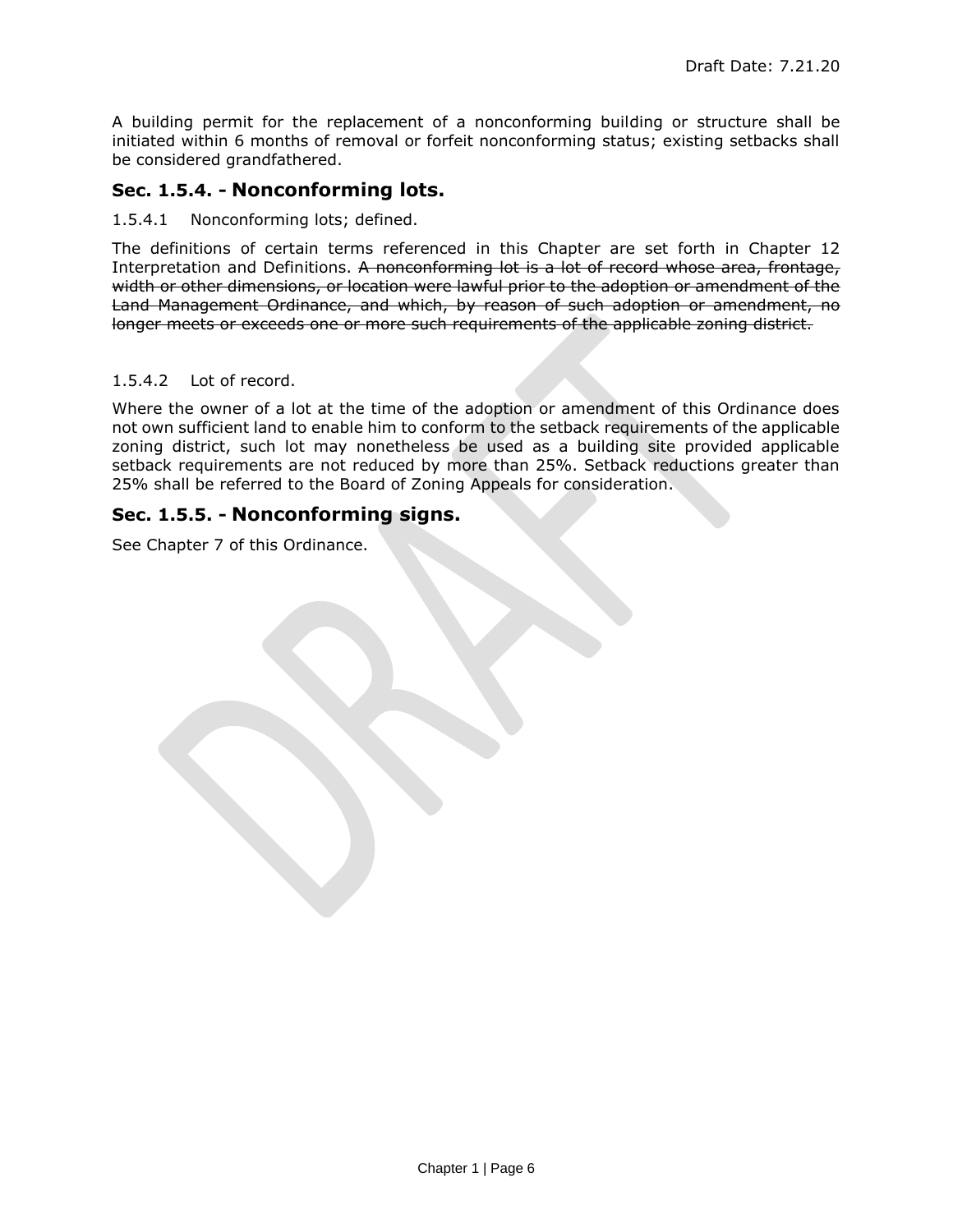A building permit for the replacement of a nonconforming building or structure shall be initiated within 6 months of removal or forfeit nonconforming status; existing setbacks shall be considered grandfathered.

## Sec. 1.5.4. - Nonconforming lots.

1.5.4.1 Nonconforming lots; defined.

The definitions of certain terms referenced in this Chapter are set forth in Chapter 12 Interpretation and Definitions. ~~A nonconforming lot is a lot of record whose area, frontage, width or other dimensions, or location were lawful prior to the adoption or amendment of the Land Management Ordinance, and which, by reason of such adoption or amendment, no longer meets or exceeds one or more such requirements of the applicable zoning district.~~

1.5.4.2 Lot of record.

Where the owner of a lot at the time of the adoption or amendment of this Ordinance does not own sufficient land to enable him to conform to the setback requirements of the applicable zoning district, such lot may nonetheless be used as a building site provided applicable setback requirements are not reduced by more than 25%. Setback reductions greater than 25% shall be referred to the Board of Zoning Appeals for consideration.

## Sec. 1.5.5. - Nonconforming signs.

See Chapter 7 of this Ordinance.